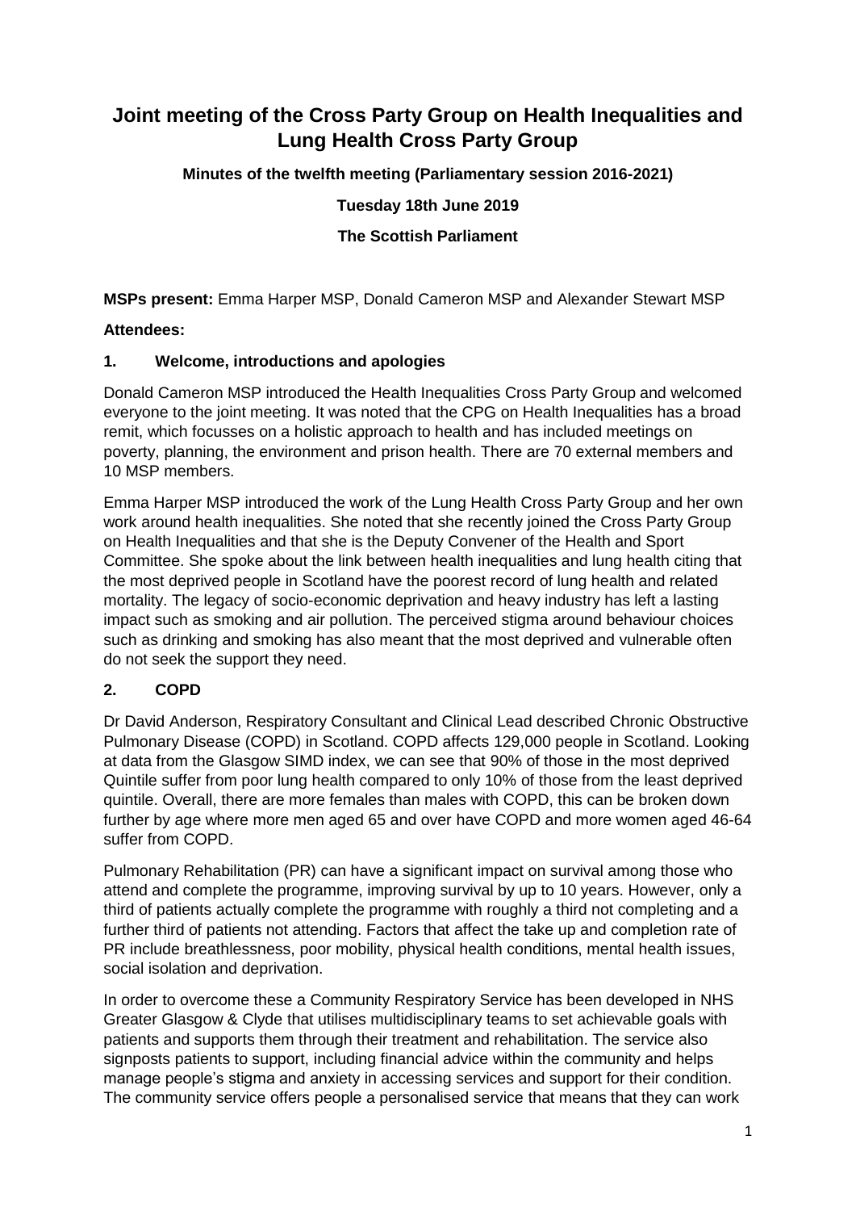# Joint meeting of the Cross Party Group on Health Inequalities and Lung Health Cross Party Group

**Minutes of the twelfth meeting (Parliamentary session 2016-2021)**

**Tuesday 18th June 2019**

**The Scottish Parliament**

**MSPs present:** Emma Harper MSP, Donald Cameron MSP and Alexander Stewart MSP

**Attendees:**

## 1. Welcome, introductions and apologies

Donald Cameron MSP introduced the Health Inequalities Cross Party Group and welcomed everyone to the joint meeting. It was noted that the CPG on Health Inequalities has a broad remit, which focusses on a holistic approach to health and has included meetings on poverty, planning, the environment and prison health. There are 70 external members and 10 MSP members.

Emma Harper MSP introduced the work of the Lung Health Cross Party Group and her own work around health inequalities. She noted that she recently joined the Cross Party Group on Health Inequalities and that she is the Deputy Convener of the Health and Sport Committee. She spoke about the link between health inequalities and lung health citing that the most deprived people in Scotland have the poorest record of lung health and related mortality. The legacy of socio-economic deprivation and heavy industry has left a lasting impact such as smoking and air pollution. The perceived stigma around behaviour choices such as drinking and smoking has also meant that the most deprived and vulnerable often do not seek the support they need.

## 2. COPD

Dr David Anderson, Respiratory Consultant and Clinical Lead described Chronic Obstructive Pulmonary Disease (COPD) in Scotland. COPD affects 129,000 people in Scotland. Looking at data from the Glasgow SIMD index, we can see that 90% of those in the most deprived Quintile suffer from poor lung health compared to only 10% of those from the least deprived quintile. Overall, there are more females than males with COPD, this can be broken down further by age where more men aged 65 and over have COPD and more women aged 46-64 suffer from COPD.

Pulmonary Rehabilitation (PR) can have a significant impact on survival among those who attend and complete the programme, improving survival by up to 10 years. However, only a third of patients actually complete the programme with roughly a third not completing and a further third of patients not attending. Factors that affect the take up and completion rate of PR include breathlessness, poor mobility, physical health conditions, mental health issues, social isolation and deprivation.

In order to overcome these a Community Respiratory Service has been developed in NHS Greater Glasgow & Clyde that utilises multidisciplinary teams to set achievable goals with patients and supports them through their treatment and rehabilitation. The service also signposts patients to support, including financial advice within the community and helps manage people's stigma and anxiety in accessing services and support for their condition. The community service offers people a personalised service that means that they can work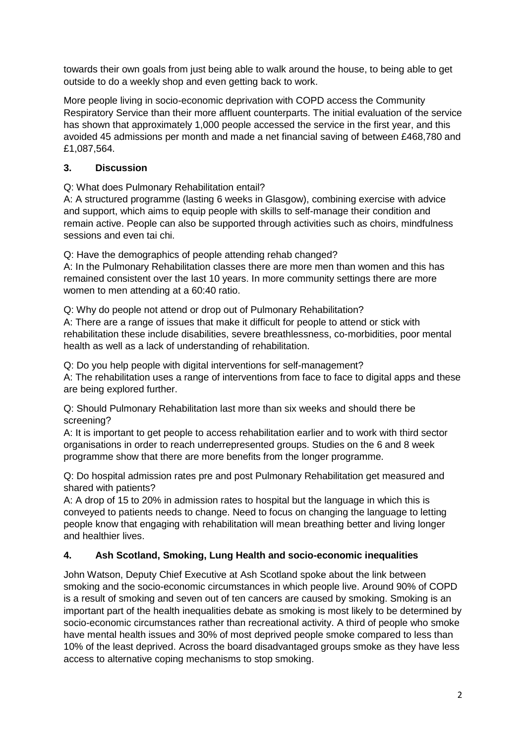towards their own goals from just being able to walk around the house, to being able to get outside to do a weekly shop and even getting back to work.

More people living in socio-economic deprivation with COPD access the Community Respiratory Service than their more affluent counterparts. The initial evaluation of the service has shown that approximately 1,000 people accessed the service in the first year, and this avoided 45 admissions per month and made a net financial saving of between £468,780 and £1,087,564.

## 3. Discussion

Q: What does Pulmonary Rehabilitation entail?
A: A structured programme (lasting 6 weeks in Glasgow), combining exercise with advice and support, which aims to equip people with skills to self-manage their condition and remain active. People can also be supported through activities such as choirs, mindfulness sessions and even tai chi.

Q: Have the demographics of people attending rehab changed?
A: In the Pulmonary Rehabilitation classes there are more men than women and this has remained consistent over the last 10 years. In more community settings there are more women to men attending at a 60:40 ratio.

Q: Why do people not attend or drop out of Pulmonary Rehabilitation?
A: There are a range of issues that make it difficult for people to attend or stick with rehabilitation these include disabilities, severe breathlessness, co-morbidities, poor mental health as well as a lack of understanding of rehabilitation.

Q: Do you help people with digital interventions for self-management?
A: The rehabilitation uses a range of interventions from face to face to digital apps and these are being explored further.

Q: Should Pulmonary Rehabilitation last more than six weeks and should there be screening?
A: It is important to get people to access rehabilitation earlier and to work with third sector organisations in order to reach underrepresented groups. Studies on the 6 and 8 week programme show that there are more benefits from the longer programme.

Q: Do hospital admission rates pre and post Pulmonary Rehabilitation get measured and shared with patients?
A: A drop of 15 to 20% in admission rates to hospital but the language in which this is conveyed to patients needs to change. Need to focus on changing the language to letting people know that engaging with rehabilitation will mean breathing better and living longer and healthier lives.

## 4. Ash Scotland, Smoking, Lung Health and socio-economic inequalities

John Watson, Deputy Chief Executive at Ash Scotland spoke about the link between smoking and the socio-economic circumstances in which people live. Around 90% of COPD is a result of smoking and seven out of ten cancers are caused by smoking. Smoking is an important part of the health inequalities debate as smoking is most likely to be determined by socio-economic circumstances rather than recreational activity. A third of people who smoke have mental health issues and 30% of most deprived people smoke compared to less than 10% of the least deprived. Across the board disadvantaged groups smoke as they have less access to alternative coping mechanisms to stop smoking.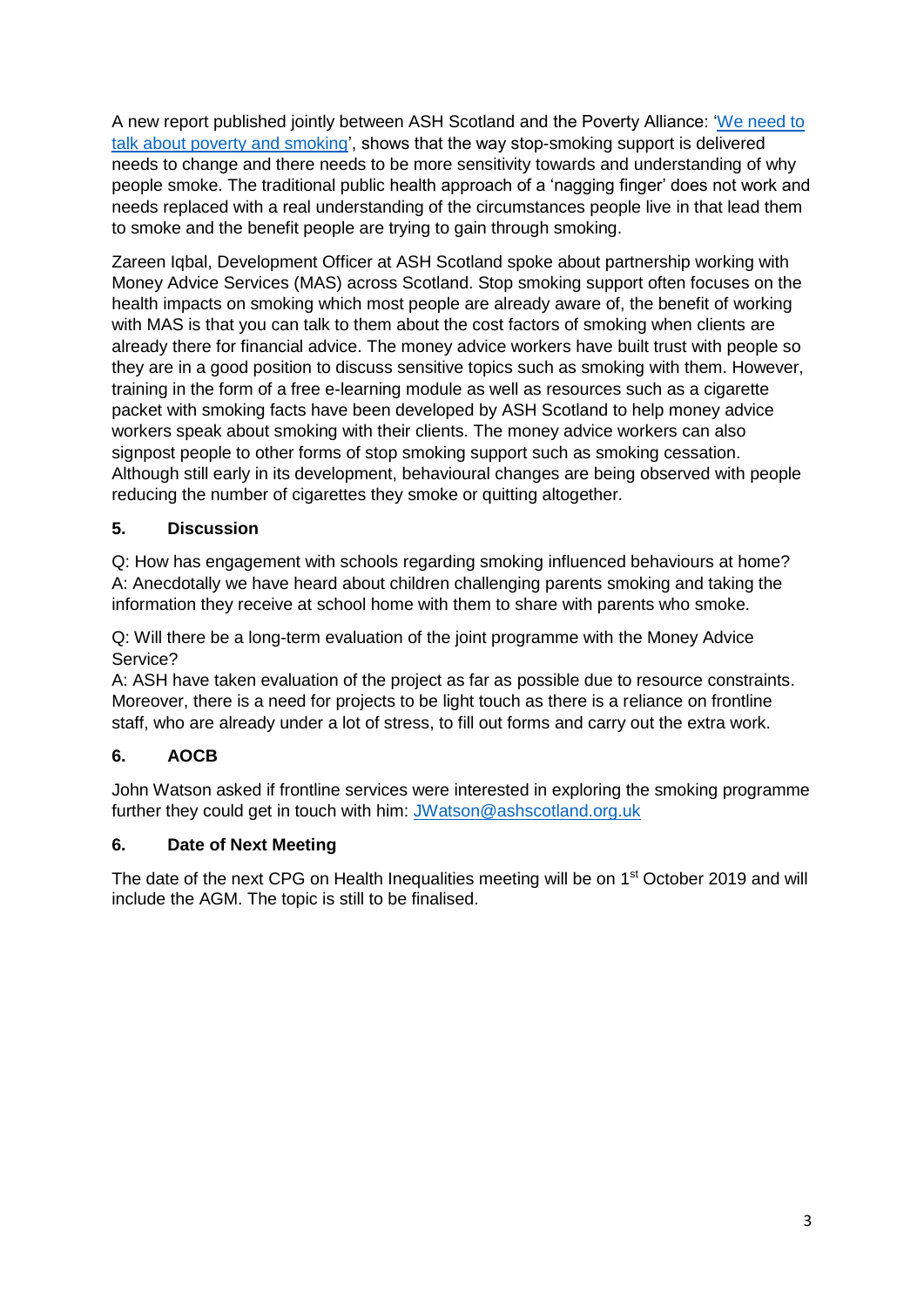A new report published jointly between ASH Scotland and the Poverty Alliance: '[We need to talk about poverty and smoking](#)', shows that the way stop-smoking support is delivered needs to change and there needs to be more sensitivity towards and understanding of why people smoke. The traditional public health approach of a 'nagging finger' does not work and needs replaced with a real understanding of the circumstances people live in that lead them to smoke and the benefit people are trying to gain through smoking.

Zareen Iqbal, Development Officer at ASH Scotland spoke about partnership working with Money Advice Services (MAS) across Scotland. Stop smoking support often focuses on the health impacts on smoking which most people are already aware of, the benefit of working with MAS is that you can talk to them about the cost factors of smoking when clients are already there for financial advice. The money advice workers have built trust with people so they are in a good position to discuss sensitive topics such as smoking with them. However, training in the form of a free e-learning module as well as resources such as a cigarette packet with smoking facts have been developed by ASH Scotland to help money advice workers speak about smoking with their clients. The money advice workers can also signpost people to other forms of stop smoking support such as smoking cessation. Although still early in its development, behavioural changes are being observed with people reducing the number of cigarettes they smoke or quitting altogether.

## 5. Discussion

Q: How has engagement with schools regarding smoking influenced behaviours at home?
A: Anecdotally we have heard about children challenging parents smoking and taking the information they receive at school home with them to share with parents who smoke.

Q: Will there be a long-term evaluation of the joint programme with the Money Advice Service?
A: ASH have taken evaluation of the project as far as possible due to resource constraints. Moreover, there is a need for projects to be light touch as there is a reliance on frontline staff, who are already under a lot of stress, to fill out forms and carry out the extra work.

## 6. AOCB

John Watson asked if frontline services were interested in exploring the smoking programme further they could get in touch with him: JWatson@ashscotland.org.uk

## 6. Date of Next Meeting

The date of the next CPG on Health Inequalities meeting will be on 1st October 2019 and will include the AGM. The topic is still to be finalised.